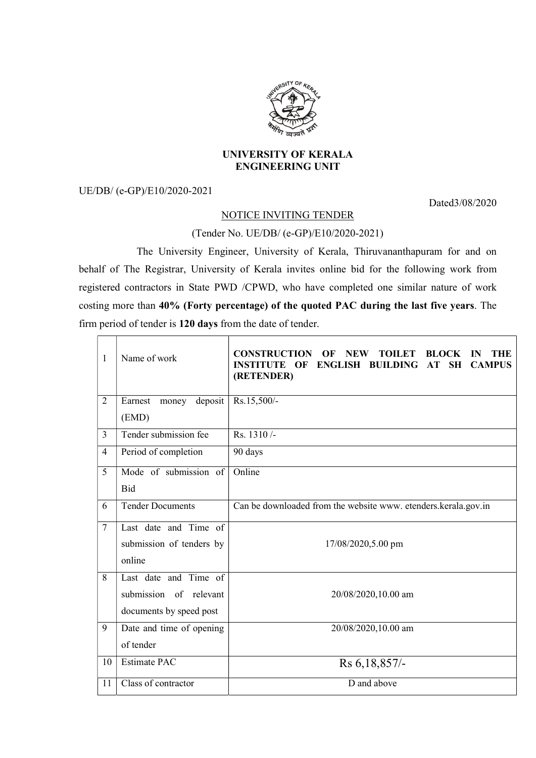## UNIVERSITY OF KERALA
## ENGINEERING UNIT

UE/DB/ (e-GP)/E10/2020-2021

Dated3/08/2020

NOTICE INVITING TENDER

(Tender No. UE/DB/ (e-GP)/E10/2020-2021)

The University Engineer, University of Kerala, Thiruvananthapuram for and on behalf of The Registrar, University of Kerala invites online bid for the following work from registered contractors in State PWD /CPWD, who have completed one similar nature of work costing more than **40% (Forty percentage) of the quoted PAC during the last five years**. The firm period of tender is **120 days** from the date of tender.

| | | |
|---|---|---|
| 1 | Name of work | **CONSTRUCTION OF NEW TOILET BLOCK IN THE INSTITUTE OF ENGLISH BUILDING AT SH CAMPUS (RETENDER)** |
| 2 | Earnest money deposit (EMD) | Rs.15,500/- |
| 3 | Tender submission fee | Rs. 1310 /- |
| 4 | Period of completion | 90 days |
| 5 | Mode of submission of Bid | Online |
| 6 | Tender Documents | Can be downloaded from the website www. etenders.kerala.gov.in |
| 7 | Last date and Time of submission of tenders by online | 17/08/2020,5.00 pm |
| 8 | Last date and Time of submission of relevant documents by speed post | 20/08/2020,10.00 am |
| 9 | Date and time of opening of tender | 20/08/2020,10.00 am |
| 10 | Estimate PAC | Rs 6,18,857/- |
| 11 | Class of contractor | D and above |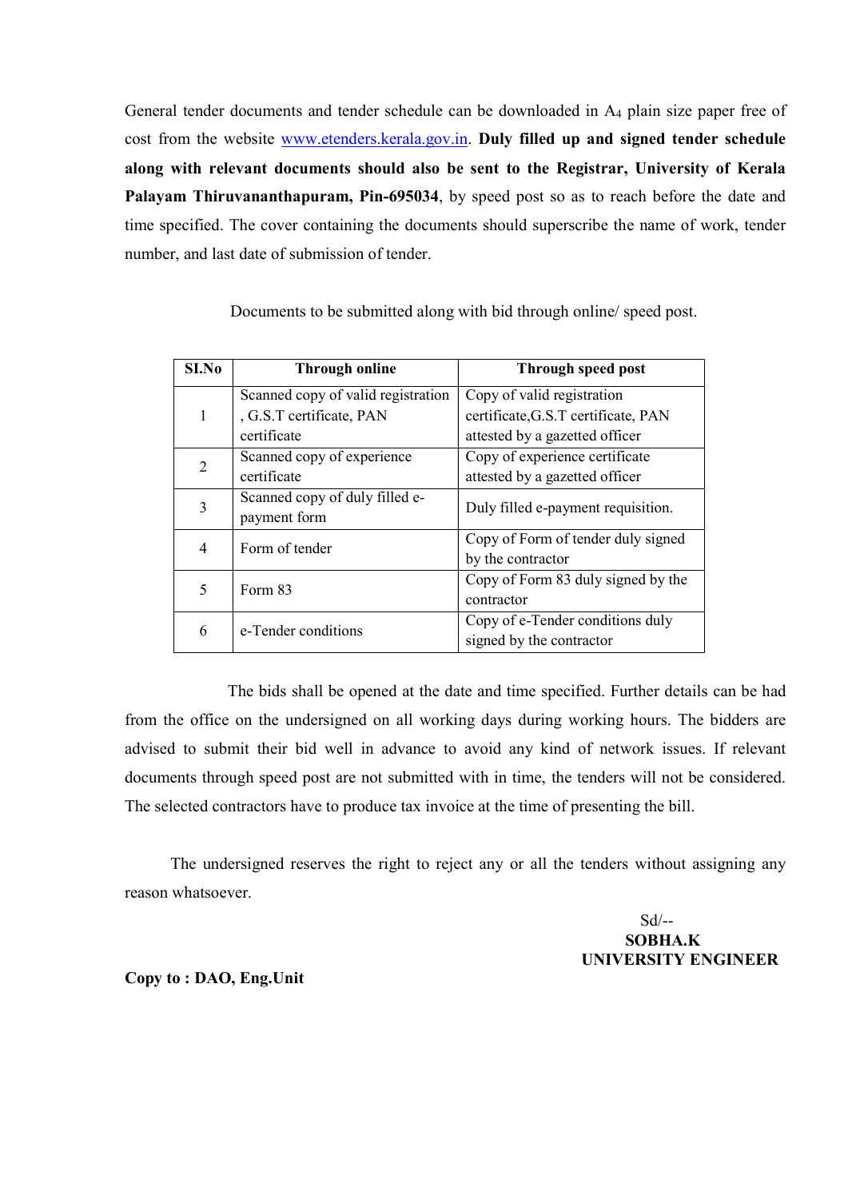General tender documents and tender schedule can be downloaded in $A_4$ plain size paper free of cost from the website www.etenders.kerala.gov.in. **Duly filled up and signed tender schedule along with relevant documents should also be sent to the Registrar, University of Kerala Palayam Thiruvananthapuram, Pin-695034**, by speed post so as to reach before the date and time specified. The cover containing the documents should superscribe the name of work, tender number, and last date of submission of tender.

Documents to be submitted along with bid through online/ speed post.

| Sl.No | Through online | Through speed post |
|---|---|---|
| 1 | Scanned copy of valid registration , G.S.T certificate, PAN certificate | Copy of valid registration certificate,G.S.T certificate, PAN attested by a gazetted officer |
| 2 | Scanned copy of experience certificate | Copy of experience certificate attested by a gazetted officer |
| 3 | Scanned copy of duly filled e-payment form | Duly filled e-payment requisition. |
| 4 | Form of tender | Copy of Form of tender duly signed by the contractor |
| 5 | Form 83 | Copy of Form 83 duly signed by the contractor |
| 6 | e-Tender conditions | Copy of e-Tender conditions duly signed by the contractor |

The bids shall be opened at the date and time specified. Further details can be had from the office on the undersigned on all working days during working hours. The bidders are advised to submit their bid well in advance to avoid any kind of network issues. If relevant documents through speed post are not submitted with in time, the tenders will not be considered. The selected contractors have to produce tax invoice at the time of presenting the bill.

The undersigned reserves the right to reject any or all the tenders without assigning any reason whatsoever.

Sd/--
**SOBHA.K**
**UNIVERSITY ENGINEER**

**Copy to : DAO, Eng.Unit**